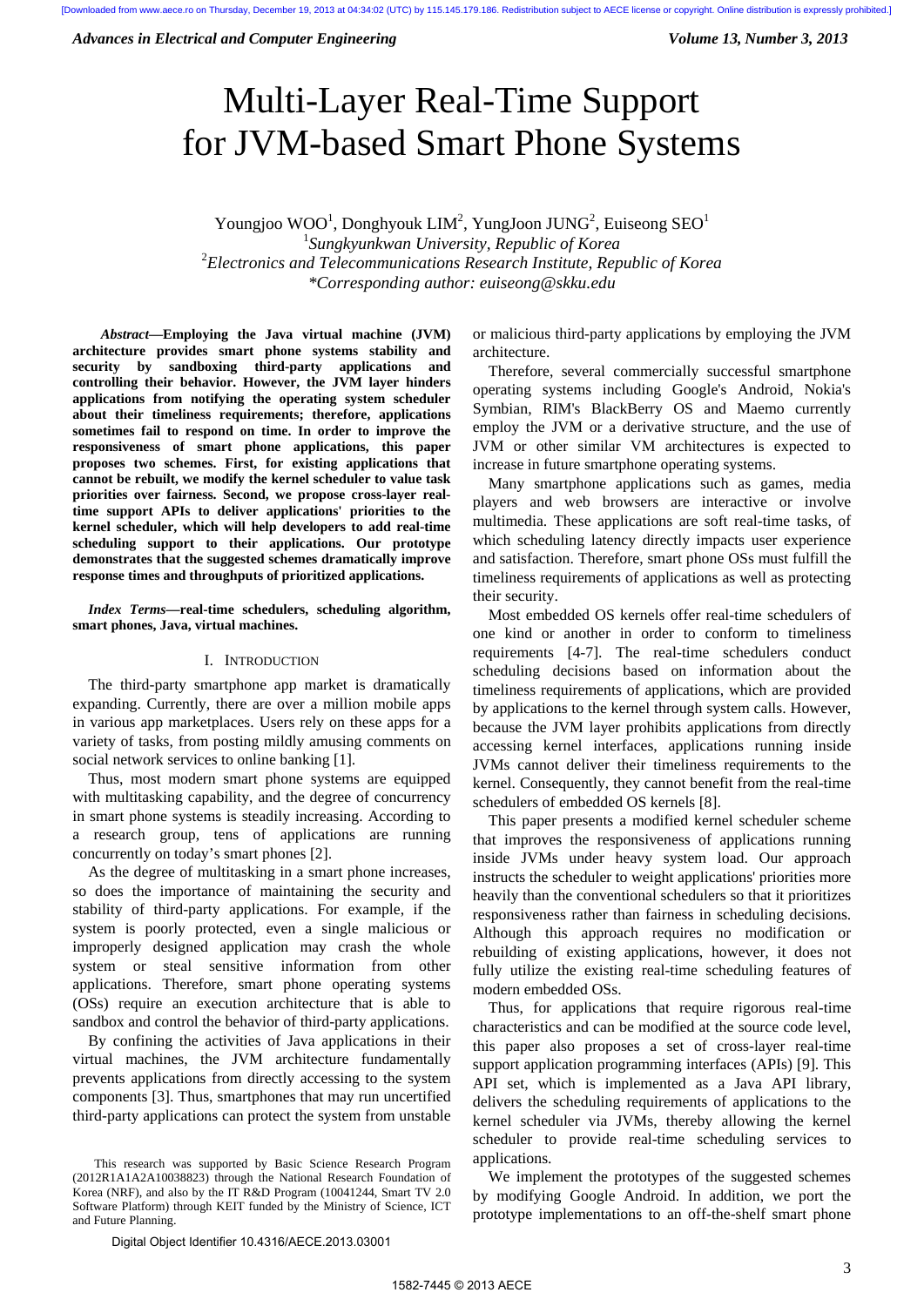# Multi-Layer Real-Time Support for JVM-based Smart Phone Systems

Youngjoo WOO[1], Donghyouk LIM[2], YungJoon JUNG[2], Euiseong SEO[1]

[1]*Sungkyunkwan University, Republic of Korea*

[2]*Electronics and Telecommunications Research Institute, Republic of Korea*

*\*Corresponding author: euiseong@skku.edu*

***Abstract*—Employing the Java virtual machine (JVM) architecture provides smart phone systems stability and security by sandboxing third-party applications and controlling their behavior. However, the JVM layer hinders applications from notifying the operating system scheduler about their timeliness requirements; therefore, applications sometimes fail to respond on time. In order to improve the responsiveness of smart phone applications, this paper proposes two schemes. First, for existing applications that cannot be rebuilt, we modify the kernel scheduler to value task priorities over fairness. Second, we propose cross-layer real-time support APIs to deliver applications' priorities to the kernel scheduler, which will help developers to add real-time scheduling support to their applications. Our prototype demonstrates that the suggested schemes dramatically improve response times and throughputs of prioritized applications.**

***Index Terms*—real-time schedulers, scheduling algorithm, smart phones, Java, virtual machines.**

## I. Introduction

The third-party smartphone app market is dramatically expanding. Currently, there are over a million mobile apps in various app marketplaces. Users rely on these apps for a variety of tasks, from posting mildly amusing comments on social network services to online banking [1].

Thus, most modern smart phone systems are equipped with multitasking capability, and the degree of concurrency in smart phone systems is steadily increasing. According to a research group, tens of applications are running concurrently on today's smart phones [2].

As the degree of multitasking in a smart phone increases, so does the importance of maintaining the security and stability of third-party applications. For example, if the system is poorly protected, even a single malicious or improperly designed application may crash the whole system or steal sensitive information from other applications. Therefore, smart phone operating systems (OSs) require an execution architecture that is able to sandbox and control the behavior of third-party applications.

By confining the activities of Java applications in their virtual machines, the JVM architecture fundamentally prevents applications from directly accessing to the system components [3]. Thus, smartphones that may run uncertified third-party applications can protect the system from unstable or malicious third-party applications by employing the JVM architecture.

Therefore, several commercially successful smartphone operating systems including Google's Android, Nokia's Symbian, RIM's BlackBerry OS and Maemo currently employ the JVM or a derivative structure, and the use of JVM or other similar VM architectures is expected to increase in future smartphone operating systems.

Many smartphone applications such as games, media players and web browsers are interactive or involve multimedia. These applications are soft real-time tasks, of which scheduling latency directly impacts user experience and satisfaction. Therefore, smart phone OSs must fulfill the timeliness requirements of applications as well as protecting their security.

Most embedded OS kernels offer real-time schedulers of one kind or another in order to conform to timeliness requirements [4-7]. The real-time schedulers conduct scheduling decisions based on information about the timeliness requirements of applications, which are provided by applications to the kernel through system calls. However, because the JVM layer prohibits applications from directly accessing kernel interfaces, applications running inside JVMs cannot deliver their timeliness requirements to the kernel. Consequently, they cannot benefit from the real-time schedulers of embedded OS kernels [8].

This paper presents a modified kernel scheduler scheme that improves the responsiveness of applications running inside JVMs under heavy system load. Our approach instructs the scheduler to weight applications' priorities more heavily than the conventional schedulers so that it prioritizes responsiveness rather than fairness in scheduling decisions. Although this approach requires no modification or rebuilding of existing applications, however, it does not fully utilize the existing real-time scheduling features of modern embedded OSs.

Thus, for applications that require rigorous real-time characteristics and can be modified at the source code level, this paper also proposes a set of cross-layer real-time support application programming interfaces (APIs) [9]. This API set, which is implemented as a Java API library, delivers the scheduling requirements of applications to the kernel scheduler via JVMs, thereby allowing the kernel scheduler to provide real-time scheduling services to applications.

We implement the prototypes of the suggested schemes by modifying Google Android. In addition, we port the prototype implementations to an off-the-shelf smart phone

This research was supported by Basic Science Research Program (2012R1A1A2A10038823) through the National Research Foundation of Korea (NRF), and also by the IT R&D Program (10041244, Smart TV 2.0 Software Platform) through KEIT funded by the Ministry of Science, ICT and Future Planning.

Digital Object Identifier 10.4316/AECE.2013.03001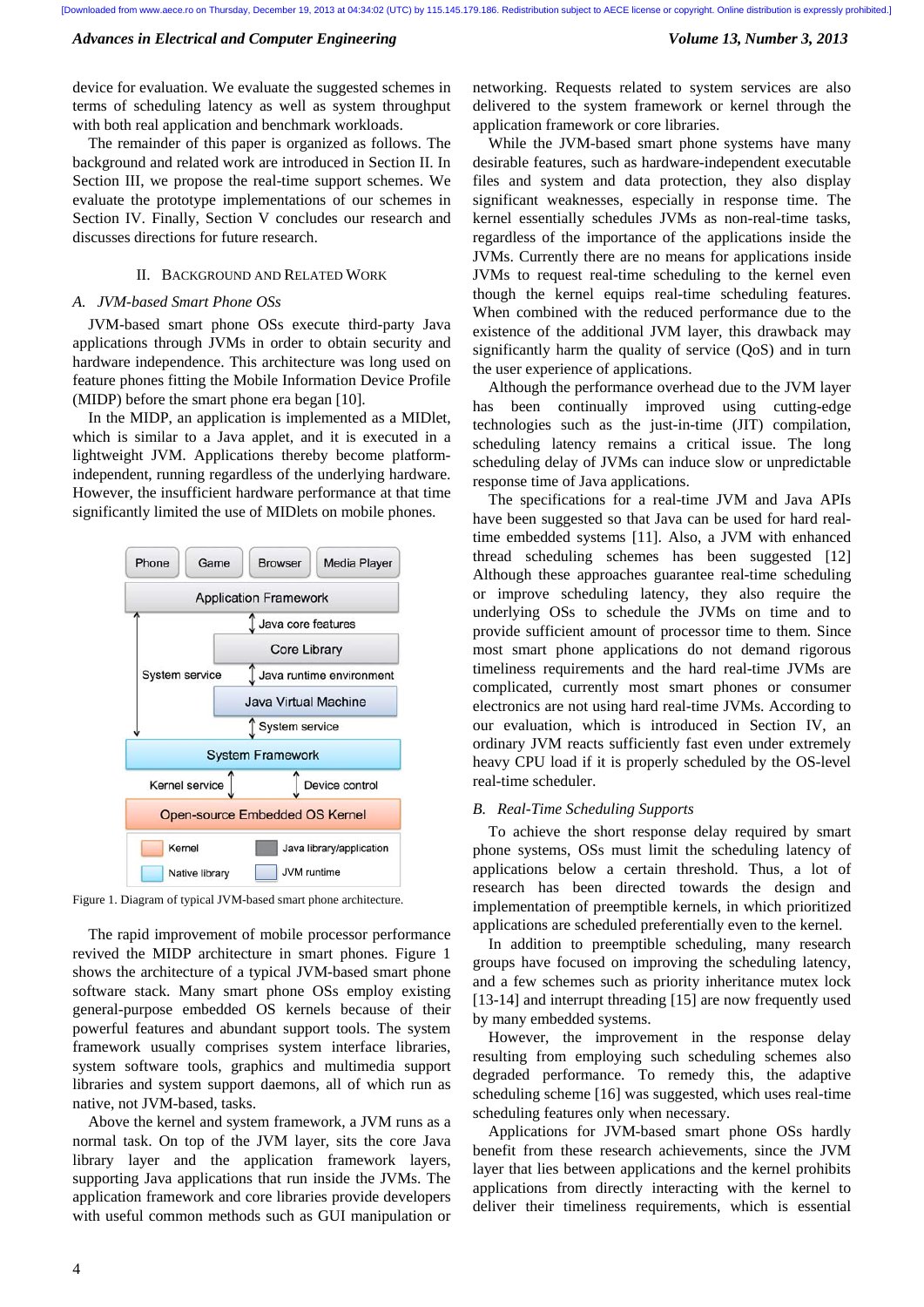device for evaluation. We evaluate the suggested schemes in terms of scheduling latency as well as system throughput with both real application and benchmark workloads.

The remainder of this paper is organized as follows. The background and related work are introduced in Section II. In Section III, we propose the real-time support schemes. We evaluate the prototype implementations of our schemes in Section IV. Finally, Section V concludes our research and discusses directions for future research.

## II. Background and Related Work

### A. JVM-based Smart Phone OSs

JVM-based smart phone OSs execute third-party Java applications through JVMs in order to obtain security and hardware independence. This architecture was long used on feature phones fitting the Mobile Information Device Profile (MIDP) before the smart phone era began [10].

In the MIDP, an application is implemented as a MIDlet, which is similar to a Java applet, and it is executed in a lightweight JVM. Applications thereby become platform-independent, running regardless of the underlying hardware. However, the insufficient hardware performance at that time significantly limited the use of MIDlets on mobile phones.

Figure 1. Diagram of typical JVM-based smart phone architecture.

The rapid improvement of mobile processor performance revived the MIDP architecture in smart phones. Figure 1 shows the architecture of a typical JVM-based smart phone software stack. Many smart phone OSs employ existing general-purpose embedded OS kernels because of their powerful features and abundant support tools. The system framework usually comprises system interface libraries, system software tools, graphics and multimedia support libraries and system support daemons, all of which run as native, not JVM-based, tasks.

Above the kernel and system framework, a JVM runs as a normal task. On top of the JVM layer, sits the core Java library layer and the application framework layers, supporting Java applications that run inside the JVMs. The application framework and core libraries provide developers with useful common methods such as GUI manipulation or networking. Requests related to system services are also delivered to the system framework or kernel through the application framework or core libraries.

While the JVM-based smart phone systems have many desirable features, such as hardware-independent executable files and system and data protection, they also display significant weaknesses, especially in response time. The kernel essentially schedules JVMs as non-real-time tasks, regardless of the importance of the applications inside the JVMs. Currently there are no means for applications inside JVMs to request real-time scheduling to the kernel even though the kernel equips real-time scheduling features. When combined with the reduced performance due to the existence of the additional JVM layer, this drawback may significantly harm the quality of service (QoS) and in turn the user experience of applications.

Although the performance overhead due to the JVM layer has been continually improved using cutting-edge technologies such as the just-in-time (JIT) compilation, scheduling latency remains a critical issue. The long scheduling delay of JVMs can induce slow or unpredictable response time of Java applications.

The specifications for a real-time JVM and Java APIs have been suggested so that Java can be used for hard real-time embedded systems [11]. Also, a JVM with enhanced thread scheduling schemes has been suggested [12]. Although these approaches guarantee real-time scheduling or improve scheduling latency, they also require the underlying OSs to schedule the JVMs on time and to provide sufficient amount of processor time to them. Since most smart phone applications do not demand rigorous timeliness requirements and the hard real-time JVMs are complicated, currently most smart phones or consumer electronics are not using hard real-time JVMs. According to our evaluation, which is introduced in Section IV, an ordinary JVM reacts sufficiently fast even under extremely heavy CPU load if it is properly scheduled by the OS-level real-time scheduler.

### B. Real-Time Scheduling Supports

To achieve the short response delay required by smart phone systems, OSs must limit the scheduling latency of applications below a certain threshold. Thus, a lot of research has been directed towards the design and implementation of preemptible kernels, in which prioritized applications are scheduled preferentially even to the kernel.

In addition to preemptible scheduling, many research groups have focused on improving the scheduling latency, and a few schemes such as priority inheritance mutex lock [13-14] and interrupt threading [15] are now frequently used by many embedded systems.

However, the improvement in the response delay resulting from employing such scheduling schemes also degraded performance. To remedy this, the adaptive scheduling scheme [16] was suggested, which uses real-time scheduling features only when necessary.

Applications for JVM-based smart phone OSs hardly benefit from these research achievements, since the JVM layer that lies between applications and the kernel prohibits applications from directly interacting with the kernel to deliver their timeliness requirements, which is essential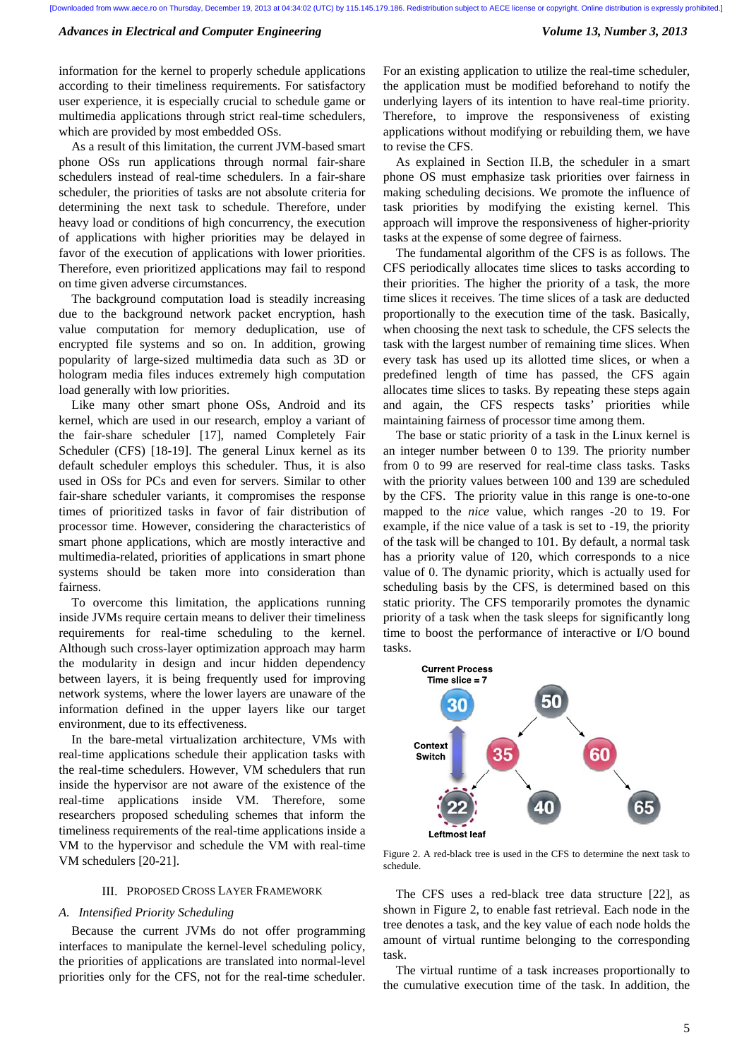information for the kernel to properly schedule applications according to their timeliness requirements. For satisfactory user experience, it is especially crucial to schedule game or multimedia applications through strict real-time schedulers, which are provided by most embedded OSs.

As a result of this limitation, the current JVM-based smart phone OSs run applications through normal fair-share schedulers instead of real-time schedulers. In a fair-share scheduler, the priorities of tasks are not absolute criteria for determining the next task to schedule. Therefore, under heavy load or conditions of high concurrency, the execution of applications with higher priorities may be delayed in favor of the execution of applications with lower priorities. Therefore, even prioritized applications may fail to respond on time given adverse circumstances.

The background computation load is steadily increasing due to the background network packet encryption, hash value computation for memory deduplication, use of encrypted file systems and so on. In addition, growing popularity of large-sized multimedia data such as 3D or hologram media files induces extremely high computation load generally with low priorities.

Like many other smart phone OSs, Android and its kernel, which are used in our research, employ a variant of the fair-share scheduler [17], named Completely Fair Scheduler (CFS) [18-19]. The general Linux kernel as its default scheduler employs this scheduler. Thus, it is also used in OSs for PCs and even for servers. Similar to other fair-share scheduler variants, it compromises the response times of prioritized tasks in favor of fair distribution of processor time. However, considering the characteristics of smart phone applications, which are mostly interactive and multimedia-related, priorities of applications in smart phone systems should be taken more into consideration than fairness.

To overcome this limitation, the applications running inside JVMs require certain means to deliver their timeliness requirements for real-time scheduling to the kernel. Although such cross-layer optimization approach may harm the modularity in design and incur hidden dependency between layers, it is being frequently used for improving network systems, where the lower layers are unaware of the information defined in the upper layers like our target environment, due to its effectiveness.

In the bare-metal virtualization architecture, VMs with real-time applications schedule their application tasks with the real-time schedulers. However, VM schedulers that run inside the hypervisor are not aware of the existence of the real-time applications inside VM. Therefore, some researchers proposed scheduling schemes that inform the timeliness requirements of the real-time applications inside a VM to the hypervisor and schedule the VM with real-time VM schedulers [20-21].

## III. Proposed Cross Layer Framework

### A. *Intensified Priority Scheduling*

Because the current JVMs do not offer programming interfaces to manipulate the kernel-level scheduling policy, the priorities of applications are translated into normal-level priorities only for the CFS, not for the real-time scheduler. For an existing application to utilize the real-time scheduler, the application must be modified beforehand to notify the underlying layers of its intention to have real-time priority. Therefore, to improve the responsiveness of existing applications without modifying or rebuilding them, we have to revise the CFS.

As explained in Section II.B, the scheduler in a smart phone OS must emphasize task priorities over fairness in making scheduling decisions. We promote the influence of task priorities by modifying the existing kernel. This approach will improve the responsiveness of higher-priority tasks at the expense of some degree of fairness.

The fundamental algorithm of the CFS is as follows. The CFS periodically allocates time slices to tasks according to their priorities. The higher the priority of a task, the more time slices it receives. The time slices of a task are deducted proportionally to the execution time of the task. Basically, when choosing the next task to schedule, the CFS selects the task with the largest number of remaining time slices. When every task has used up its allotted time slices, or when a predefined length of time has passed, the CFS again allocates time slices to tasks. By repeating these steps again and again, the CFS respects tasks' priorities while maintaining fairness of processor time among them.

The base or static priority of a task in the Linux kernel is an integer number between 0 to 139. The priority number from 0 to 99 are reserved for real-time class tasks. Tasks with the priority values between 100 and 139 are scheduled by the CFS. The priority value in this range is one-to-one mapped to the *nice* value, which ranges -20 to 19. For example, if the nice value of a task is set to -19, the priority of the task will be changed to 101. By default, a normal task has a priority value of 120, which corresponds to a nice value of 0. The dynamic priority, which is actually used for scheduling basis by the CFS, is determined based on this static priority. The CFS temporarily promotes the dynamic priority of a task when the task sleeps for significantly long time to boost the performance of interactive or I/O bound tasks.

Current Process
Time slice = 7

Context Switch

Leftmost leaf

Figure 2. A red-black tree is used in the CFS to determine the next task to schedule.

The CFS uses a red-black tree data structure [22], as shown in Figure 2, to enable fast retrieval. Each node in the tree denotes a task, and the key value of each node holds the amount of virtual runtime belonging to the corresponding task.

The virtual runtime of a task increases proportionally to the cumulative execution time of the task. In addition, the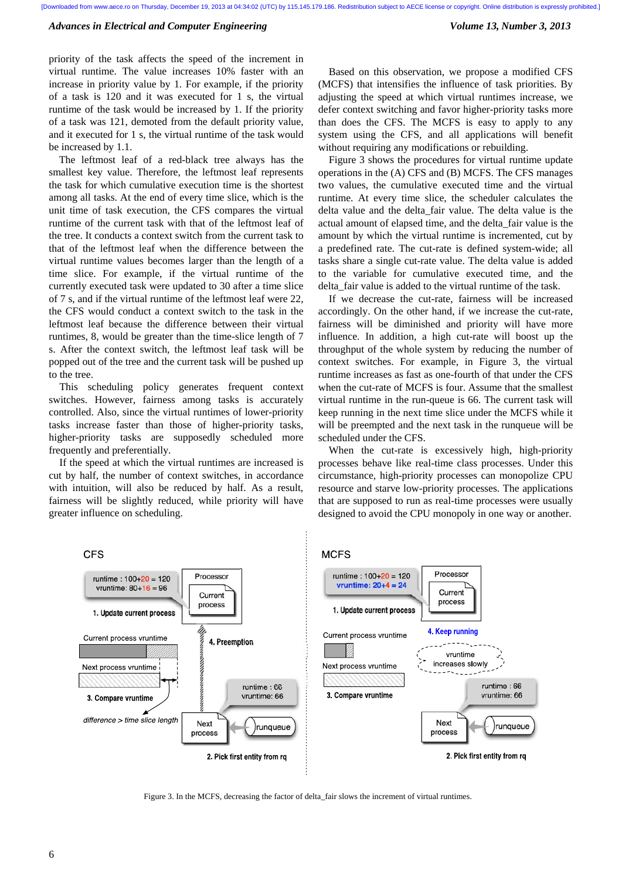priority of the task affects the speed of the increment in virtual runtime. The value increases 10% faster with an increase in priority value by 1. For example, if the priority of a task is 120 and it was executed for 1 s, the virtual runtime of the task would be increased by 1. If the priority of a task was 121, demoted from the default priority value, and it executed for 1 s, the virtual runtime of the task would be increased by 1.1.

The leftmost leaf of a red-black tree always has the smallest key value. Therefore, the leftmost leaf represents the task for which cumulative execution time is the shortest among all tasks. At the end of every time slice, which is the unit time of task execution, the CFS compares the virtual runtime of the current task with that of the leftmost leaf of the tree. It conducts a context switch from the current task to that of the leftmost leaf when the difference between the virtual runtime values becomes larger than the length of a time slice. For example, if the virtual runtime of the currently executed task were updated to 30 after a time slice of 7 s, and if the virtual runtime of the leftmost leaf were 22, the CFS would conduct a context switch to the task in the leftmost leaf because the difference between their virtual runtimes, 8, would be greater than the time-slice length of 7 s. After the context switch, the leftmost leaf task will be popped out of the tree and the current task will be pushed up to the tree.

This scheduling policy generates frequent context switches. However, fairness among tasks is accurately controlled. Also, since the virtual runtimes of lower-priority tasks increase faster than those of higher-priority tasks, higher-priority tasks are supposedly scheduled more frequently and preferentially.

If the speed at which the virtual runtimes are increased is cut by half, the number of context switches, in accordance with intuition, will also be reduced by half. As a result, fairness will be slightly reduced, while priority will have greater influence on scheduling.

Based on this observation, we propose a modified CFS (MCFS) that intensifies the influence of task priorities. By adjusting the speed at which virtual runtimes increase, we defer context switching and favor higher-priority tasks more than does the CFS. The MCFS is easy to apply to any system using the CFS, and all applications will benefit without requiring any modifications or rebuilding.

Figure 3 shows the procedures for virtual runtime update operations in the (A) CFS and (B) MCFS. The CFS manages two values, the cumulative executed time and the virtual runtime. At every time slice, the scheduler calculates the delta value and the delta_fair value. The delta value is the actual amount of elapsed time, and the delta_fair value is the amount by which the virtual runtime is incremented, cut by a predefined rate. The cut-rate is defined system-wide; all tasks share a single cut-rate value. The delta value is added to the variable for cumulative executed time, and the delta_fair value is added to the virtual runtime of the task.

If we decrease the cut-rate, fairness will be increased accordingly. On the other hand, if we increase the cut-rate, fairness will be diminished and priority will have more influence. In addition, a high cut-rate will boost up the throughput of the whole system by reducing the number of context switches. For example, in Figure 3, the virtual runtime increases as fast as one-fourth of that under the CFS when the cut-rate of MCFS is four. Assume that the smallest virtual runtime in the run-queue is 66. The current task will keep running in the next time slice under the MCFS while it will be preempted and the next task in the runqueue will be scheduled under the CFS.

When the cut-rate is excessively high, high-priority processes behave like real-time class processes. Under this circumstance, high-priority processes can monopolize CPU resource and starve low-priority processes. The applications that are supposed to run as real-time processes were usually designed to avoid the CPU monopoly in one way or another.

Figure 3. In the MCFS, decreasing the factor of delta_fair slows the increment of virtual runtimes.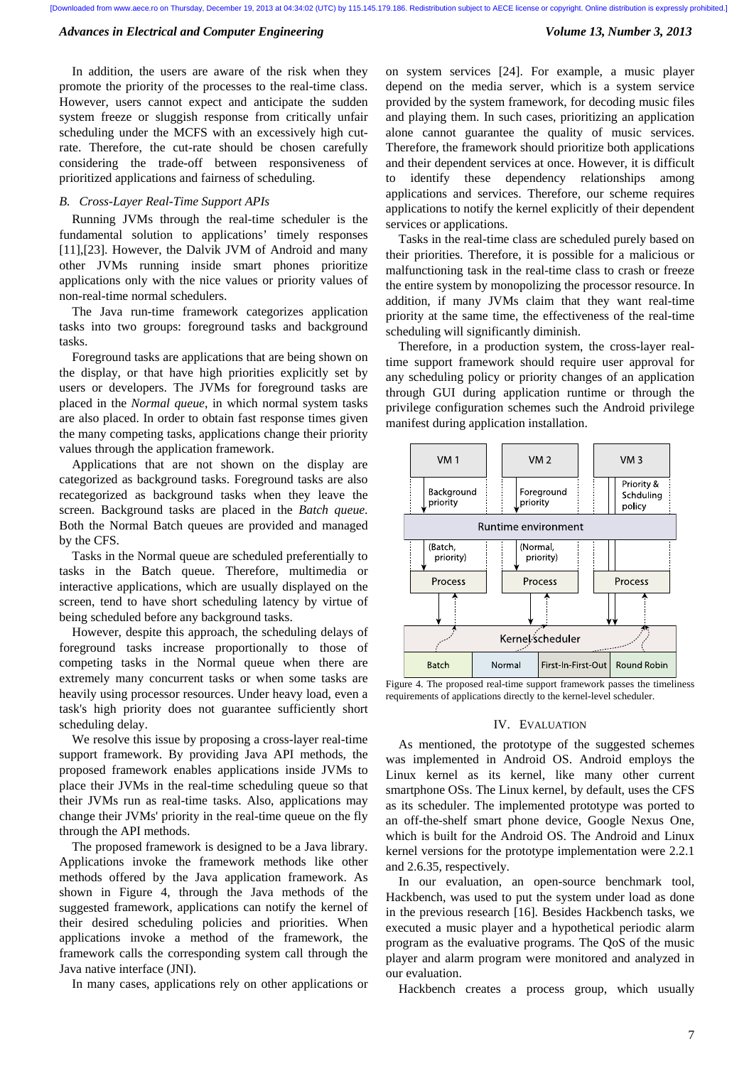In addition, the users are aware of the risk when they promote the priority of the processes to the real-time class. However, users cannot expect and anticipate the sudden system freeze or sluggish response from critically unfair scheduling under the MCFS with an excessively high cut-rate. Therefore, the cut-rate should be chosen carefully considering the trade-off between responsiveness of prioritized applications and fairness of scheduling.

### B. *Cross-Layer Real-Time Support APIs*

Running JVMs through the real-time scheduler is the fundamental solution to applications' timely responses [11],[23]. However, the Dalvik JVM of Android and many other JVMs running inside smart phones prioritize applications only with the nice values or priority values of non-real-time normal schedulers.

The Java run-time framework categorizes application tasks into two groups: foreground tasks and background tasks.

Foreground tasks are applications that are being shown on the display, or that have high priorities explicitly set by users or developers. The JVMs for foreground tasks are placed in the *Normal queue*, in which normal system tasks are also placed. In order to obtain fast response times given the many competing tasks, applications change their priority values through the application framework.

Applications that are not shown on the display are categorized as background tasks. Foreground tasks are also recategorized as background tasks when they leave the screen. Background tasks are placed in the *Batch queue*. Both the Normal Batch queues are provided and managed by the CFS.

Tasks in the Normal queue are scheduled preferentially to tasks in the Batch queue. Therefore, multimedia or interactive applications, which are usually displayed on the screen, tend to have short scheduling latency by virtue of being scheduled before any background tasks.

However, despite this approach, the scheduling delays of foreground tasks increase proportionally to those of competing tasks in the Normal queue when there are extremely many concurrent tasks or when some tasks are heavily using processor resources. Under heavy load, even a task's high priority does not guarantee sufficiently short scheduling delay.

We resolve this issue by proposing a cross-layer real-time support framework. By providing Java API methods, the proposed framework enables applications inside JVMs to place their JVMs in the real-time scheduling queue so that their JVMs run as real-time tasks. Also, applications may change their JVMs' priority in the real-time queue on the fly through the API methods.

The proposed framework is designed to be a Java library. Applications invoke the framework methods like other methods offered by the Java application framework. As shown in Figure 4, through the Java methods of the suggested framework, applications can notify the kernel of their desired scheduling policies and priorities. When applications invoke a method of the framework, the framework calls the corresponding system call through the Java native interface (JNI).

In many cases, applications rely on other applications or on system services [24]. For example, a music player depend on the media server, which is a system service provided by the system framework, for decoding music files and playing them. In such cases, prioritizing an application alone cannot guarantee the quality of music services. Therefore, the framework should prioritize both applications and their dependent services at once. However, it is difficult to identify these dependency relationships among applications and services. Therefore, our scheme requires applications to notify the kernel explicitly of their dependent services or applications.

Tasks in the real-time class are scheduled purely based on their priorities. Therefore, it is possible for a malicious or malfunctioning task in the real-time class to crash or freeze the entire system by monopolizing the processor resource. In addition, if many JVMs claim that they want real-time priority at the same time, the effectiveness of the real-time scheduling will significantly diminish.

Therefore, in a production system, the cross-layer real-time support framework should require user approval for any scheduling policy or priority changes of an application through GUI during application runtime or through the privilege configuration schemes such the Android privilege manifest during application installation.

Figure 4. The proposed real-time support framework passes the timeliness requirements of applications directly to the kernel-level scheduler.

## IV. Evaluation

As mentioned, the prototype of the suggested schemes was implemented in Android OS. Android employs the Linux kernel as its kernel, like many other current smartphone OSs. The Linux kernel, by default, uses the CFS as its scheduler. The implemented prototype was ported to an off-the-shelf smart phone device, Google Nexus One, which is built for the Android OS. The Android and Linux kernel versions for the prototype implementation were 2.2.1 and 2.6.35, respectively.

In our evaluation, an open-source benchmark tool, Hackbench, was used to put the system under load as done in the previous research [16]. Besides Hackbench tasks, we executed a music player and a hypothetical periodic alarm program as the evaluative programs. The QoS of the music player and alarm program were monitored and analyzed in our evaluation.

Hackbench creates a process group, which usually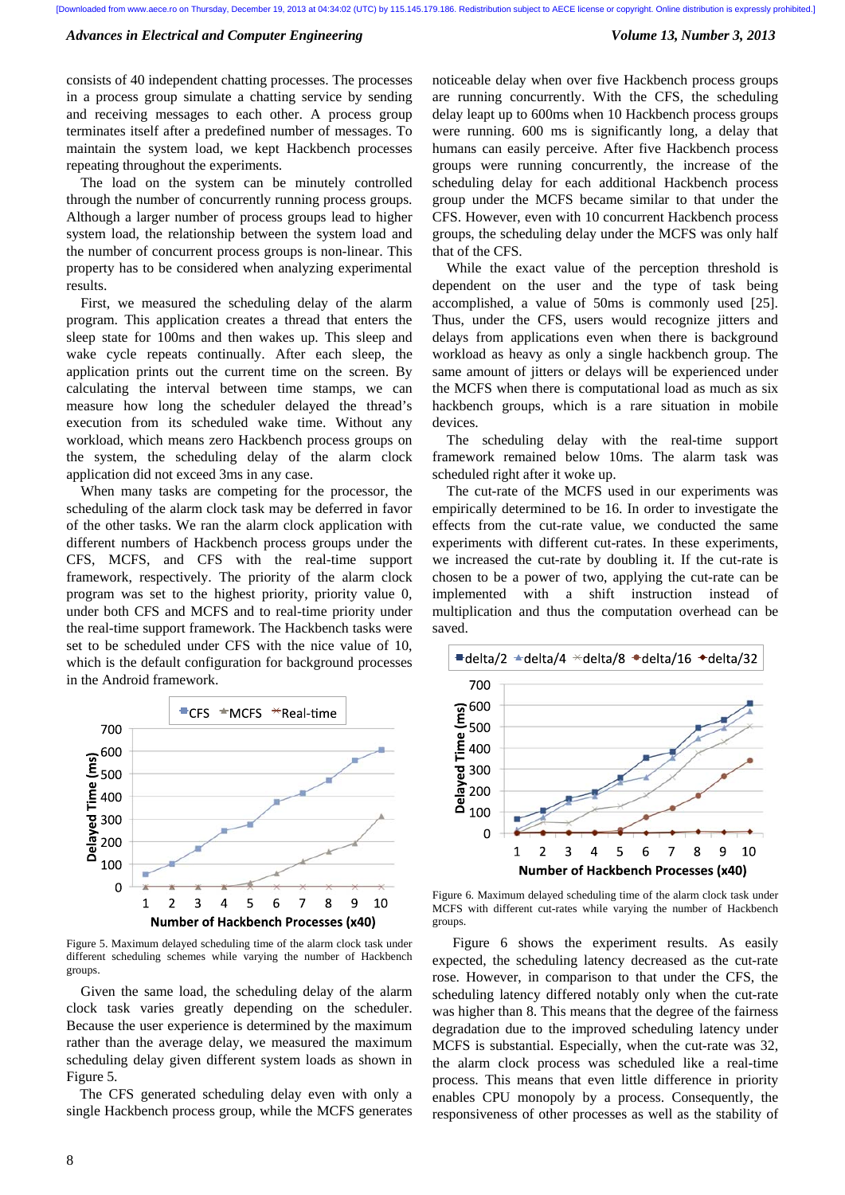consists of 40 independent chatting processes. The processes in a process group simulate a chatting service by sending and receiving messages to each other. A process group terminates itself after a predefined number of messages. To maintain the system load, we kept Hackbench processes repeating throughout the experiments.

The load on the system can be minutely controlled through the number of concurrently running process groups. Although a larger number of process groups lead to higher system load, the relationship between the system load and the number of concurrent process groups is non-linear. This property has to be considered when analyzing experimental results.

First, we measured the scheduling delay of the alarm program. This application creates a thread that enters the sleep state for 100ms and then wakes up. This sleep and wake cycle repeats continually. After each sleep, the application prints out the current time on the screen. By calculating the interval between time stamps, we can measure how long the scheduler delayed the thread's execution from its scheduled wake time. Without any workload, which means zero Hackbench process groups on the system, the scheduling delay of the alarm clock application did not exceed 3ms in any case.

When many tasks are competing for the processor, the scheduling of the alarm clock task may be deferred in favor of the other tasks. We ran the alarm clock application with different numbers of Hackbench process groups under the CFS, MCFS, and CFS with the real-time support framework, respectively. The priority of the alarm clock program was set to the highest priority, priority value 0, under both CFS and MCFS and to real-time priority under the real-time support framework. The Hackbench tasks were set to be scheduled under CFS with the nice value of 10, which is the default configuration for background processes in the Android framework.

Figure 5. Maximum delayed scheduling time of the alarm clock task under different scheduling schemes while varying the number of Hackbench groups.

Given the same load, the scheduling delay of the alarm clock task varies greatly depending on the scheduler. Because the user experience is determined by the maximum rather than the average delay, we measured the maximum scheduling delay given different system loads as shown in Figure 5.

The CFS generated scheduling delay even with only a single Hackbench process group, while the MCFS generates noticeable delay when over five Hackbench process groups are running concurrently. With the CFS, the scheduling delay leapt up to 600ms when 10 Hackbench process groups were running. 600 ms is significantly long, a delay that humans can easily perceive. After five Hackbench process groups were running concurrently, the increase of the scheduling delay for each additional Hackbench process group under the MCFS became similar to that under the CFS. However, even with 10 concurrent Hackbench process groups, the scheduling delay under the MCFS was only half that of the CFS.

While the exact value of the perception threshold is dependent on the user and the type of task being accomplished, a value of 50ms is commonly used [25]. Thus, under the CFS, users would recognize jitters and delays from applications even when there is background workload as heavy as only a single hackbench group. The same amount of jitters or delays will be experienced under the MCFS when there is computational load as much as six hackbench groups, which is a rare situation in mobile devices.

The scheduling delay with the real-time support framework remained below 10ms. The alarm task was scheduled right after it woke up.

The cut-rate of the MCFS used in our experiments was empirically determined to be 16. In order to investigate the effects from the cut-rate value, we conducted the same experiments with different cut-rates. In these experiments, we increased the cut-rate by doubling it. If the cut-rate is chosen to be a power of two, applying the cut-rate can be implemented with a shift instruction instead of multiplication and thus the computation overhead can be saved.

Figure 6. Maximum delayed scheduling time of the alarm clock task under MCFS with different cut-rates while varying the number of Hackbench groups.

Figure 6 shows the experiment results. As easily expected, the scheduling latency decreased as the cut-rate rose. However, in comparison to that under the CFS, the scheduling latency differed notably only when the cut-rate was higher than 8. This means that the degree of the fairness degradation due to the improved scheduling latency under MCFS is substantial. Especially, when the cut-rate was 32, the alarm clock process was scheduled like a real-time process. This means that even little difference in priority enables CPU monopoly by a process. Consequently, the responsiveness of other processes as well as the stability of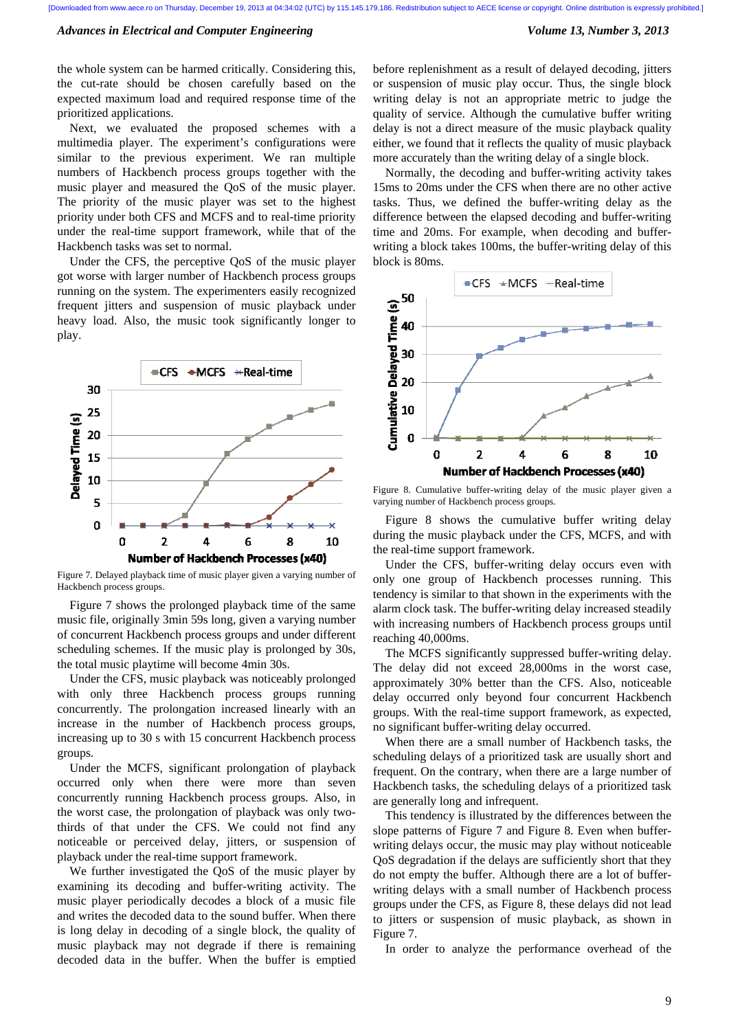the whole system can be harmed critically. Considering this, the cut-rate should be chosen carefully based on the expected maximum load and required response time of the prioritized applications.

Next, we evaluated the proposed schemes with a multimedia player. The experiment's configurations were similar to the previous experiment. We ran multiple numbers of Hackbench process groups together with the music player and measured the QoS of the music player. The priority of the music player was set to the highest priority under both CFS and MCFS and to real-time priority under the real-time support framework, while that of the Hackbench tasks was set to normal.

Under the CFS, the perceptive QoS of the music player got worse with larger number of Hackbench process groups running on the system. The experimenters easily recognized frequent jitters and suspension of music playback under heavy load. Also, the music took significantly longer to play.

Figure 7. Delayed playback time of music player given a varying number of Hackbench process groups.

Figure 7 shows the prolonged playback time of the same music file, originally 3min 59s long, given a varying number of concurrent Hackbench process groups and under different scheduling schemes. If the music play is prolonged by 30s, the total music playtime will become 4min 30s.

Under the CFS, music playback was noticeably prolonged with only three Hackbench process groups running concurrently. The prolongation increased linearly with an increase in the number of Hackbench process groups, increasing up to 30 s with 15 concurrent Hackbench process groups.

Under the MCFS, significant prolongation of playback occurred only when there were more than seven concurrently running Hackbench process groups. Also, in the worst case, the prolongation of playback was only two-thirds of that under the CFS. We could not find any noticeable or perceived delay, jitters, or suspension of playback under the real-time support framework.

We further investigated the QoS of the music player by examining its decoding and buffer-writing activity. The music player periodically decodes a block of a music file and writes the decoded data to the sound buffer. When there is long delay in decoding of a single block, the quality of music playback may not degrade if there is remaining decoded data in the buffer. When the buffer is emptied before replenishment as a result of delayed decoding, jitters or suspension of music play occur. Thus, the single block writing delay is not an appropriate metric to judge the quality of service. Although the cumulative buffer writing delay is not a direct measure of the music playback quality either, we found that it reflects the quality of music playback more accurately than the writing delay of a single block.

Normally, the decoding and buffer-writing activity takes 15ms to 20ms under the CFS when there are no other active tasks. Thus, we defined the buffer-writing delay as the difference between the elapsed decoding and buffer-writing time and 20ms. For example, when decoding and buffer-writing a block takes 100ms, the buffer-writing delay of this block is 80ms.

Figure 8. Cumulative buffer-writing delay of the music player given a varying number of Hackbench process groups.

Figure 8 shows the cumulative buffer writing delay during the music playback under the CFS, MCFS, and with the real-time support framework.

Under the CFS, buffer-writing delay occurs even with only one group of Hackbench processes running. This tendency is similar to that shown in the experiments with the alarm clock task. The buffer-writing delay increased steadily with increasing numbers of Hackbench process groups until reaching 40,000ms.

The MCFS significantly suppressed buffer-writing delay. The delay did not exceed 28,000ms in the worst case, approximately 30% better than the CFS. Also, noticeable delay occurred only beyond four concurrent Hackbench groups. With the real-time support framework, as expected, no significant buffer-writing delay occurred.

When there are a small number of Hackbench tasks, the scheduling delays of a prioritized task are usually short and frequent. On the contrary, when there are a large number of Hackbench tasks, the scheduling delays of a prioritized task are generally long and infrequent.

This tendency is illustrated by the differences between the slope patterns of Figure 7 and Figure 8. Even when buffer-writing delays occur, the music may play without noticeable QoS degradation if the delays are sufficiently short that they do not empty the buffer. Although there are a lot of buffer-writing delays with a small number of Hackbench process groups under the CFS, as Figure 8, these delays did not lead to jitters or suspension of music playback, as shown in Figure 7.

In order to analyze the performance overhead of the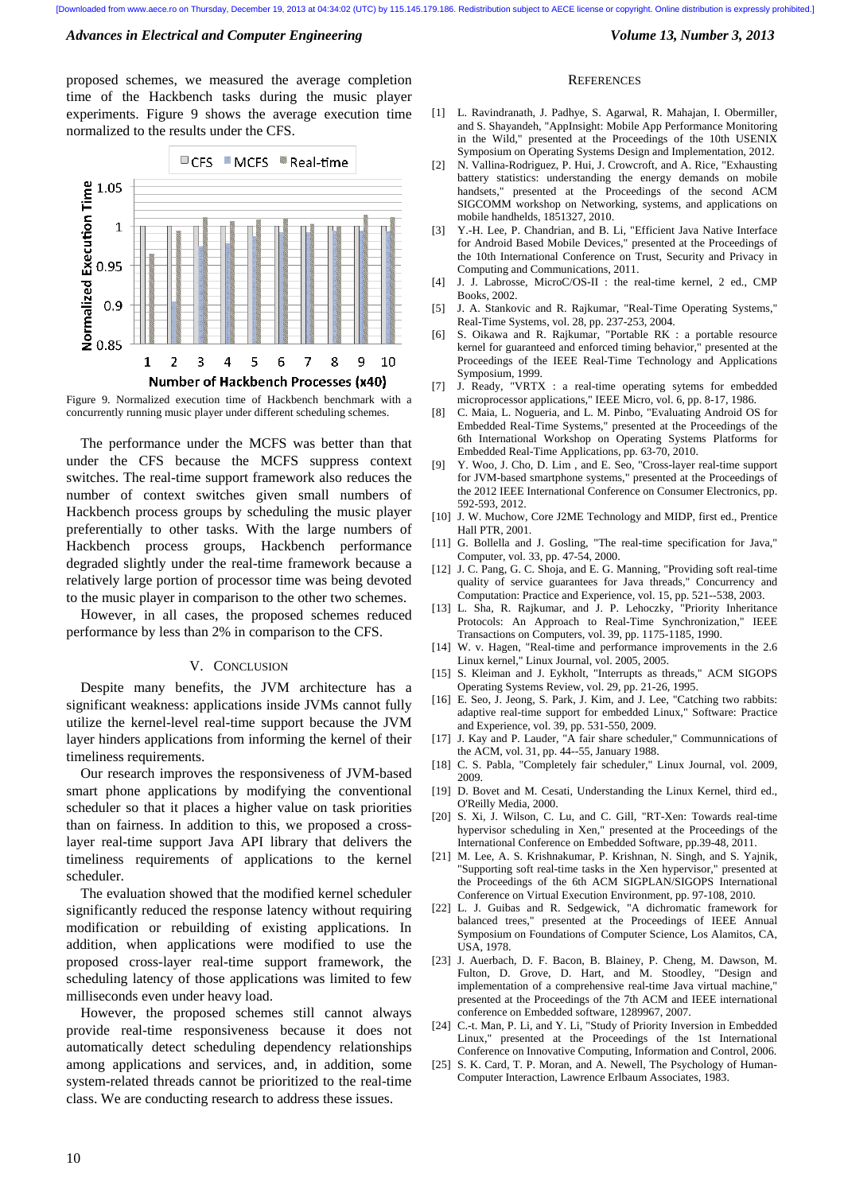proposed schemes, we measured the average completion time of the Hackbench tasks during the music player experiments. Figure 9 shows the average execution time normalized to the results under the CFS.

CFS MCFS Real-time

Normalized Execution Time

1.05
1
0.95
0.9
0.85

1 2 3 4 5 6 7 8 9 10

Number of Hackbench Processes (x40)

Figure 9. Normalized execution time of Hackbench benchmark with a concurrently running music player under different scheduling schemes.

The performance under the MCFS was better than that under the CFS because the MCFS suppress context switches. The real-time support framework also reduces the number of context switches given small numbers of Hackbench process groups by scheduling the music player preferentially to other tasks. With the large numbers of Hackbench process groups, Hackbench performance degraded slightly under the real-time framework because a relatively large portion of processor time was being devoted to the music player in comparison to the other two schemes.

However, in all cases, the proposed schemes reduced performance by less than 2% in comparison to the CFS.

## V. Conclusion

Despite many benefits, the JVM architecture has a significant weakness: applications inside JVMs cannot fully utilize the kernel-level real-time support because the JVM layer hinders applications from informing the kernel of their timeliness requirements.

Our research improves the responsiveness of JVM-based smart phone applications by modifying the conventional scheduler so that it places a higher value on task priorities than on fairness. In addition to this, we proposed a cross-layer real-time support Java API library that delivers the timeliness requirements of applications to the kernel scheduler.

The evaluation showed that the modified kernel scheduler significantly reduced the response latency without requiring modification or rebuilding of existing applications. In addition, when applications were modified to use the proposed cross-layer real-time support framework, the scheduling latency of those applications was limited to few milliseconds even under heavy load.

However, the proposed schemes still cannot always provide real-time responsiveness because it does not automatically detect scheduling dependency relationships among applications and services, and, in addition, some system-related threads cannot be prioritized to the real-time class. We are conducting research to address these issues.

## References

[1] L. Ravindranath, J. Padhye, S. Agarwal, R. Mahajan, I. Obermiller, and S. Shayandeh, "AppInsight: Mobile App Performance Monitoring in the Wild," presented at the Proceedings of the 10th USENIX Symposium on Operating Systems Design and Implementation, 2012.

[2] N. Vallina-Rodriguez, P. Hui, J. Crowcroft, and A. Rice, "Exhausting battery statistics: understanding the energy demands on mobile handsets," presented at the Proceedings of the second ACM SIGCOMM workshop on Networking, systems, and applications on mobile handhelds, 1851327, 2010.

[3] Y.-H. Lee, P. Chandrian, and B. Li, "Efficient Java Native Interface for Android Based Mobile Devices," presented at the Proceedings of the 10th International Conference on Trust, Security and Privacy in Computing and Communications, 2011.

[4] J. J. Labrosse, MicroC/OS-II : the real-time kernel, 2 ed., CMP Books, 2002.

[5] J. A. Stankovic and R. Rajkumar, "Real-Time Operating Systems," Real-Time Systems, vol. 28, pp. 237-253, 2004.

[6] S. Oikawa and R. Rajkumar, "Portable RK : a portable resource kernel for guaranteed and enforced timing behavior," presented at the Proceedings of the IEEE Real-Time Technology and Applications Symposium, 1999.

[7] J. Ready, "VRTX : a real-time operating systems for embedded microprocessor applications," IEEE Micro, vol. 6, pp. 8-17, 1986.

[8] C. Maia, L. Nogueria, and L. M. Pinbo, "Evaluating Android OS for Embedded Real-Time Systems," presented at the Proceedings of the 6th International Workshop on Operating Systems Platforms for Embedded Real-Time Applications, pp. 63-70, 2010.

[9] Y. Woo, J. Cho, D. Lim , and E. Seo, "Cross-layer real-time support for JVM-based smartphone systems," presented at the Proceedings of the 2012 IEEE International Conference on Consumer Electronics, pp. 592-593, 2012.

[10] J. W. Muchow, Core J2ME Technology and MIDP, first ed., Prentice Hall PTR, 2001.

[11] G. Bollella and J. Gosling, "The real-time specification for Java," Computer, vol. 33, pp. 47-54, 2000.

[12] J. C. Pang, G. C. Shoja, and E. G. Manning, "Providing soft real-time quality of service guarantees for Java threads," Concurrency and Computation: Practice and Experience, vol. 15, pp. 521--538, 2003.

[13] L. Sha, R. Rajkumar, and J. P. Lehoczky, "Priority Inheritance Protocols: An Approach to Real-Time Synchronization," IEEE Transactions on Computers, vol. 39, pp. 1175-1185, 1990.

[14] W. v. Hagen, "Real-time and performance improvements in the 2.6 Linux kernel," Linux Journal, vol. 2005, 2005.

[15] S. Kleiman and J. Eykholt, "Interrupts as threads," ACM SIGOPS Operating Systems Review, vol. 29, pp. 21-26, 1995.

[16] E. Seo, J. Jeong, S. Park, J. Kim, and J. Lee, "Catching two rabbits: adaptive real-time support for embedded Linux," Software: Practice and Experience, vol. 39, pp. 531-550, 2009.

[17] J. Kay and P. Lauder, "A fair share scheduler," Communications of the ACM, vol. 31, pp. 44--55, January 1988.

[18] C. S. Pabla, "Completely fair scheduler," Linux Journal, vol. 2009, 2009.

[19] D. Bovet and M. Cesati, Understanding the Linux Kernel, third ed., O'Reilly Media, 2000.

[20] S. Xi, J. Wilson, C. Lu, and C. Gill, "RT-Xen: Towards real-time hypervisor scheduling in Xen," presented at the Proceedings of the International Conference on Embedded Software, pp.39-48, 2011.

[21] M. Lee, A. S. Krishnakumar, P. Krishnan, N. Singh, and S. Yajnik, "Supporting soft real-time tasks in the Xen hypervisor," presented at the Proceedings of the 6th ACM SIGPLAN/SIGOPS International Conference on Virtual Execution Environment, pp. 97-108, 2010.

[22] L. J. Guibas and R. Sedgewick, "A dichromatic framework for balanced trees," presented at the Proceedings of IEEE Annual Symposium on Foundations of Computer Science, Los Alamitos, CA, USA, 1978.

[23] J. Auerbach, D. F. Bacon, B. Blainey, P. Cheng, M. Dawson, M. Fulton, D. Grove, D. Hart, and M. Stoodley, "Design and implementation of a comprehensive real-time Java virtual machine," presented at the Proceedings of the 7th ACM and IEEE international conference on Embedded software, 1289967, 2007.

[24] C.-t. Man, P. Li, and Y. Li, "Study of Priority Inversion in Embedded Linux," presented at the Proceedings of the 1st International Conference on Innovative Computing, Information and Control, 2006.

[25] S. K. Card, T. P. Moran, and A. Newell, The Psychology of Human-Computer Interaction, Lawrence Erlbaum Associates, 1983.